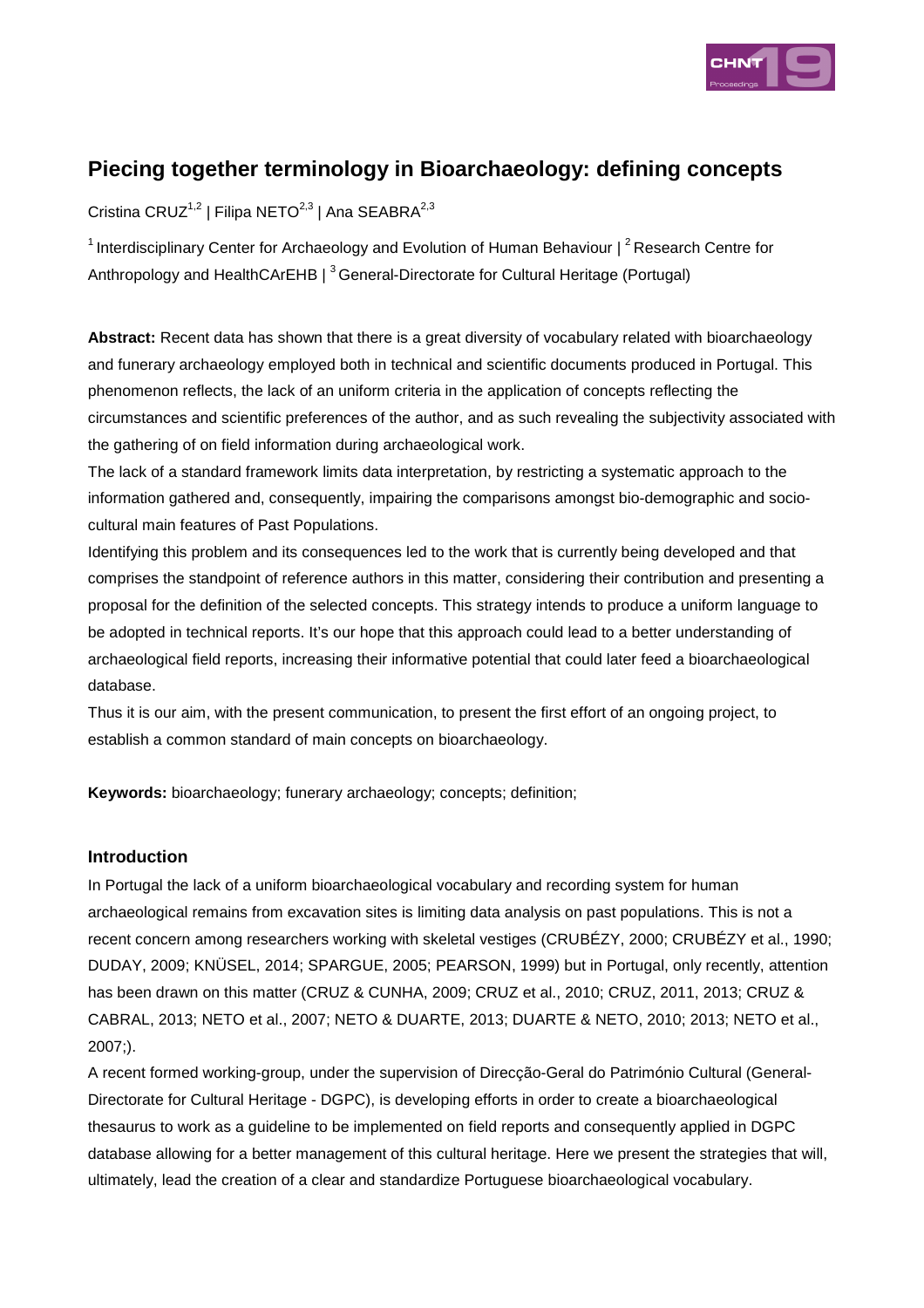# Piecing together terminology in Bioarchaeology: defining concepts

Cristina CRUZ[1,2] | Filipa NETO[2,3] | Ana SEABRA[2,3]

[1] Interdisciplinary Center for Archaeology and Evolution of Human Behaviour | [2] Research Centre for Anthropology and HealthCArEHB | [3] General-Directorate for Cultural Heritage (Portugal)

**Abstract:** Recent data has shown that there is a great diversity of vocabulary related with bioarchaeology and funerary archaeology employed both in technical and scientific documents produced in Portugal. This phenomenon reflects, the lack of an uniform criteria in the application of concepts reflecting the circumstances and scientific preferences of the author, and as such revealing the subjectivity associated with the gathering of on field information during archaeological work.

The lack of a standard framework limits data interpretation, by restricting a systematic approach to the information gathered and, consequently, impairing the comparisons amongst bio-demographic and socio-cultural main features of Past Populations.

Identifying this problem and its consequences led to the work that is currently being developed and that comprises the standpoint of reference authors in this matter, considering their contribution and presenting a proposal for the definition of the selected concepts. This strategy intends to produce a uniform language to be adopted in technical reports. It's our hope that this approach could lead to a better understanding of archaeological field reports, increasing their informative potential that could later feed a bioarchaeological database.

Thus it is our aim, with the present communication, to present the first effort of an ongoing project, to establish a common standard of main concepts on bioarchaeology.

**Keywords:** bioarchaeology; funerary archaeology; concepts; definition;

## Introduction

In Portugal the lack of a uniform bioarchaeological vocabulary and recording system for human archaeological remains from excavation sites is limiting data analysis on past populations. This is not a recent concern among researchers working with skeletal vestiges (CRUBÉZY, 2000; CRUBÉZY et al., 1990; DUDAY, 2009; KNÜSEL, 2014; SPARGUE, 2005; PEARSON, 1999) but in Portugal, only recently, attention has been drawn on this matter (CRUZ & CUNHA, 2009; CRUZ et al., 2010; CRUZ, 2011, 2013; CRUZ & CABRAL, 2013; NETO et al., 2007; NETO & DUARTE, 2013; DUARTE & NETO, 2010; 2013; NETO et al., 2007;).

A recent formed working-group, under the supervision of Direcção-Geral do Património Cultural (General-Directorate for Cultural Heritage - DGPC), is developing efforts in order to create a bioarchaeological thesaurus to work as a guideline to be implemented on field reports and consequently applied in DGPC database allowing for a better management of this cultural heritage. Here we present the strategies that will, ultimately, lead the creation of a clear and standardize Portuguese bioarchaeological vocabulary.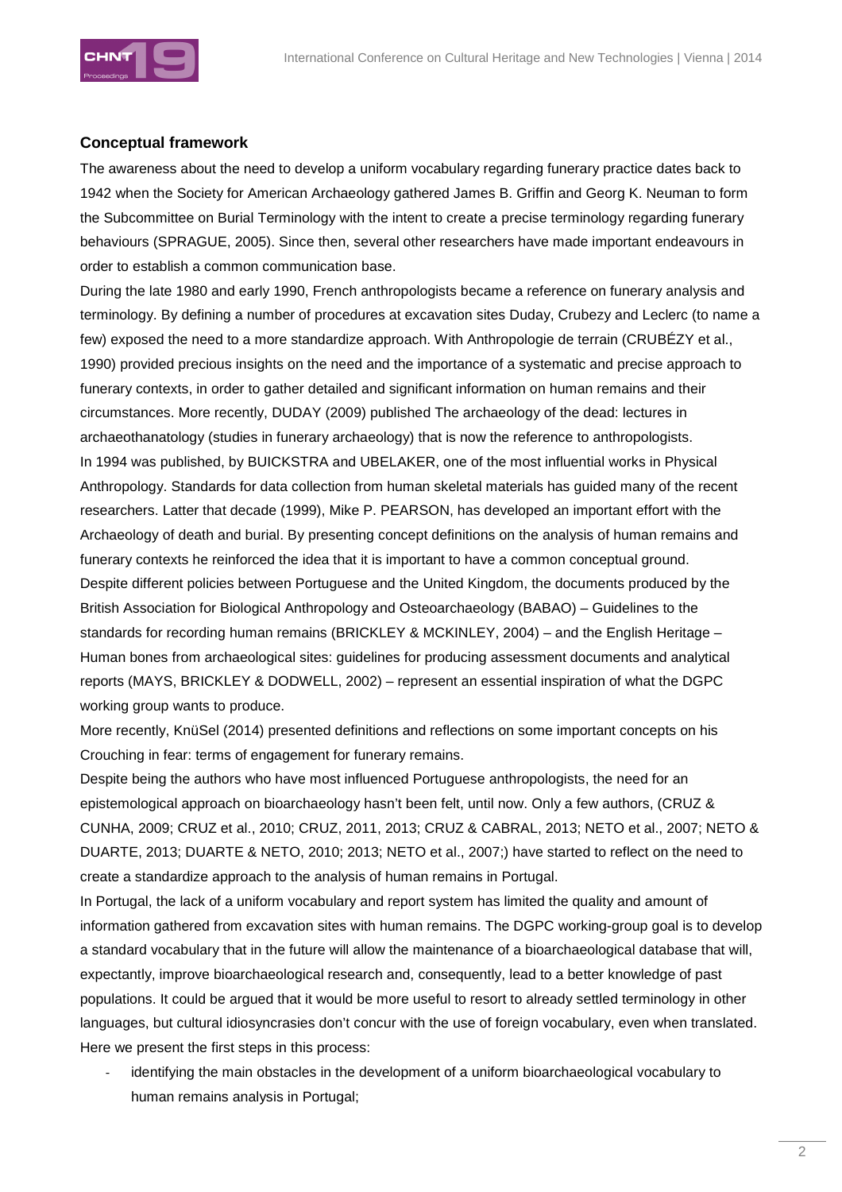## Conceptual framework

The awareness about the need to develop a uniform vocabulary regarding funerary practice dates back to 1942 when the Society for American Archaeology gathered James B. Griffin and Georg K. Neuman to form the Subcommittee on Burial Terminology with the intent to create a precise terminology regarding funerary behaviours (SPRAGUE, 2005). Since then, several other researchers have made important endeavours in order to establish a common communication base.

During the late 1980 and early 1990, French anthropologists became a reference on funerary analysis and terminology. By defining a number of procedures at excavation sites Duday, Crubezy and Leclerc (to name a few) exposed the need to a more standardize approach. With Anthropologie de terrain (CRUBÉZY et al., 1990) provided precious insights on the need and the importance of a systematic and precise approach to funerary contexts, in order to gather detailed and significant information on human remains and their circumstances. More recently, DUDAY (2009) published The archaeology of the dead: lectures in archaeothanatology (studies in funerary archaeology) that is now the reference to anthropologists.

In 1994 was published, by BUICKSTRA and UBELAKER, one of the most influential works in Physical Anthropology. Standards for data collection from human skeletal materials has guided many of the recent researchers. Latter that decade (1999), Mike P. PEARSON, has developed an important effort with the Archaeology of death and burial. By presenting concept definitions on the analysis of human remains and funerary contexts he reinforced the idea that it is important to have a common conceptual ground.

Despite different policies between Portuguese and the United Kingdom, the documents produced by the British Association for Biological Anthropology and Osteoarchaeology (BABAO) – Guidelines to the standards for recording human remains (BRICKLEY & MCKINLEY, 2004) – and the English Heritage – Human bones from archaeological sites: guidelines for producing assessment documents and analytical reports (MAYS, BRICKLEY & DODWELL, 2002) – represent an essential inspiration of what the DGPC working group wants to produce.

More recently, KnüSel (2014) presented definitions and reflections on some important concepts on his Crouching in fear: terms of engagement for funerary remains.

Despite being the authors who have most influenced Portuguese anthropologists, the need for an epistemological approach on bioarchaeology hasn't been felt, until now. Only a few authors, (CRUZ & CUNHA, 2009; CRUZ et al., 2010; CRUZ, 2011, 2013; CRUZ & CABRAL, 2013; NETO et al., 2007; NETO & DUARTE, 2013; DUARTE & NETO, 2010; 2013; NETO et al., 2007;) have started to reflect on the need to create a standardize approach to the analysis of human remains in Portugal.

In Portugal, the lack of a uniform vocabulary and report system has limited the quality and amount of information gathered from excavation sites with human remains. The DGPC working-group goal is to develop a standard vocabulary that in the future will allow the maintenance of a bioarchaeological database that will, expectantly, improve bioarchaeological research and, consequently, lead to a better knowledge of past populations. It could be argued that it would be more useful to resort to already settled terminology in other languages, but cultural idiosyncrasies don't concur with the use of foreign vocabulary, even when translated. Here we present the first steps in this process:

- identifying the main obstacles in the development of a uniform bioarchaeological vocabulary to human remains analysis in Portugal;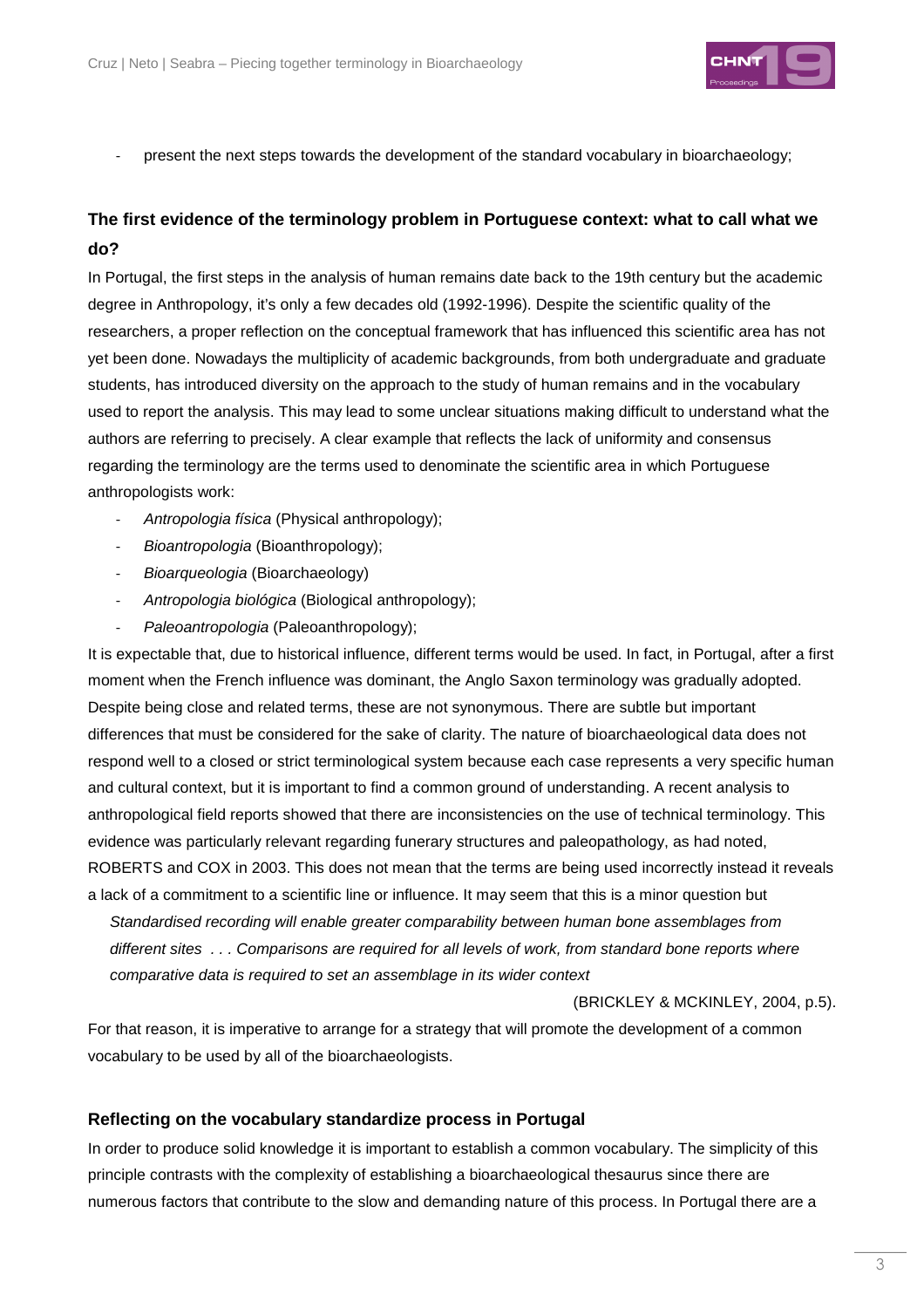- present the next steps towards the development of the standard vocabulary in bioarchaeology;

## The first evidence of the terminology problem in Portuguese context: what to call what we do?

In Portugal, the first steps in the analysis of human remains date back to the 19th century but the academic degree in Anthropology, it's only a few decades old (1992-1996). Despite the scientific quality of the researchers, a proper reflection on the conceptual framework that has influenced this scientific area has not yet been done. Nowadays the multiplicity of academic backgrounds, from both undergraduate and graduate students, has introduced diversity on the approach to the study of human remains and in the vocabulary used to report the analysis. This may lead to some unclear situations making difficult to understand what the authors are referring to precisely. A clear example that reflects the lack of uniformity and consensus regarding the terminology are the terms used to denominate the scientific area in which Portuguese anthropologists work:

- *Antropologia física* (Physical anthropology);
- *Bioantropologia* (Bioanthropology);
- *Bioarqueologia* (Bioarchaeology)
- *Antropologia biológica* (Biological anthropology);
- *Paleoantropologia* (Paleoanthropology);

It is expectable that, due to historical influence, different terms would be used. In fact, in Portugal, after a first moment when the French influence was dominant, the Anglo Saxon terminology was gradually adopted. Despite being close and related terms, these are not synonymous. There are subtle but important differences that must be considered for the sake of clarity. The nature of bioarchaeological data does not respond well to a closed or strict terminological system because each case represents a very specific human and cultural context, but it is important to find a common ground of understanding. A recent analysis to anthropological field reports showed that there are inconsistencies on the use of technical terminology. This evidence was particularly relevant regarding funerary structures and paleopathology, as had noted, ROBERTS and COX in 2003. This does not mean that the terms are being used incorrectly instead it reveals a lack of a commitment to a scientific line or influence. It may seem that this is a minor question but

> *Standardised recording will enable greater comparability between human bone assemblages from different sites . . . Comparisons are required for all levels of work, from standard bone reports where comparative data is required to set an assemblage in its wider context*
>
> (BRICKLEY & MCKINLEY, 2004, p.5).

For that reason, it is imperative to arrange for a strategy that will promote the development of a common vocabulary to be used by all of the bioarchaeologists.

## Reflecting on the vocabulary standardize process in Portugal

In order to produce solid knowledge it is important to establish a common vocabulary. The simplicity of this principle contrasts with the complexity of establishing a bioarchaeological thesaurus since there are numerous factors that contribute to the slow and demanding nature of this process. In Portugal there are a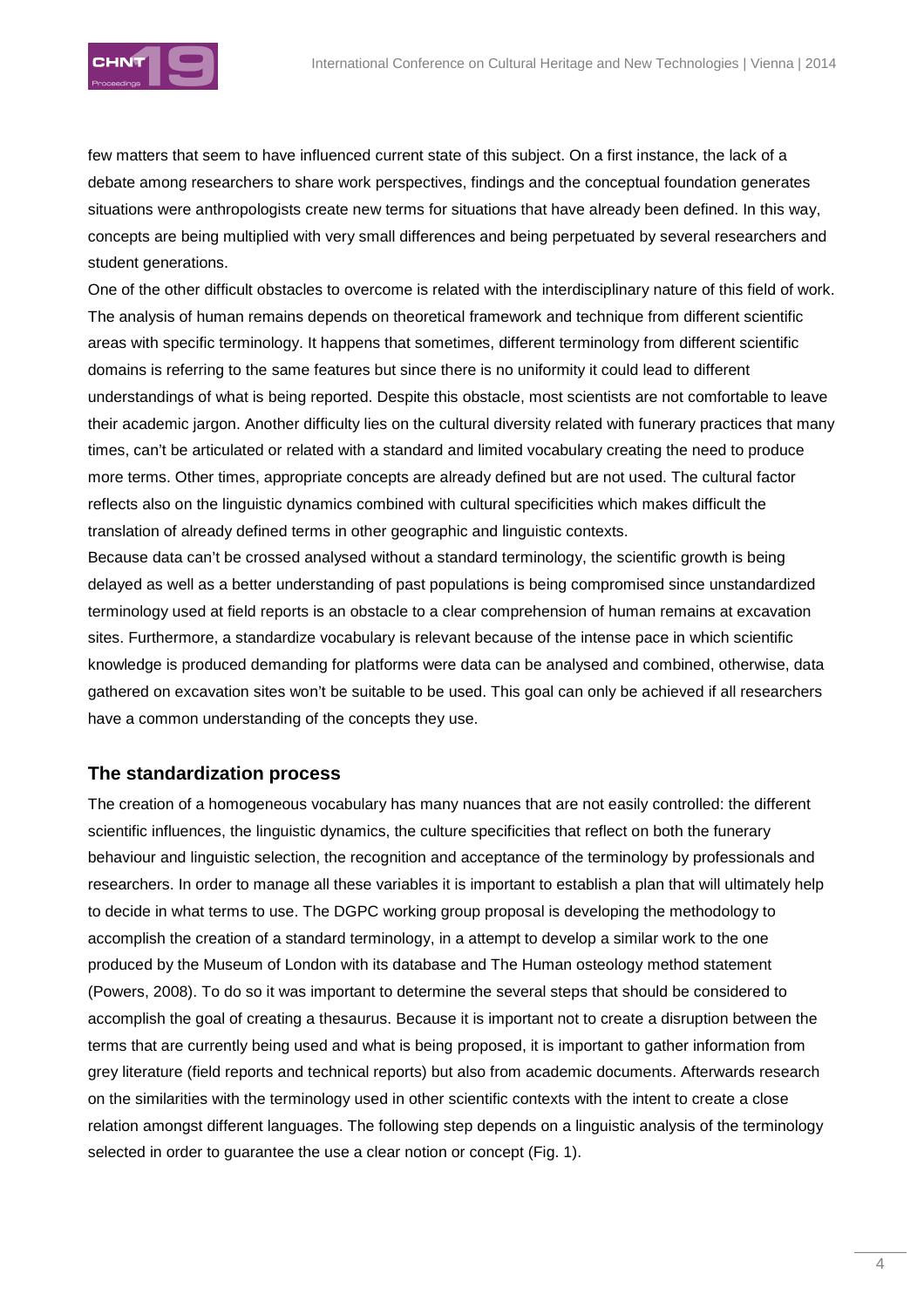few matters that seem to have influenced current state of this subject. On a first instance, the lack of a debate among researchers to share work perspectives, findings and the conceptual foundation generates situations were anthropologists create new terms for situations that have already been defined. In this way, concepts are being multiplied with very small differences and being perpetuated by several researchers and student generations.

One of the other difficult obstacles to overcome is related with the interdisciplinary nature of this field of work. The analysis of human remains depends on theoretical framework and technique from different scientific areas with specific terminology. It happens that sometimes, different terminology from different scientific domains is referring to the same features but since there is no uniformity it could lead to different understandings of what is being reported. Despite this obstacle, most scientists are not comfortable to leave their academic jargon. Another difficulty lies on the cultural diversity related with funerary practices that many times, can't be articulated or related with a standard and limited vocabulary creating the need to produce more terms. Other times, appropriate concepts are already defined but are not used. The cultural factor reflects also on the linguistic dynamics combined with cultural specificities which makes difficult the translation of already defined terms in other geographic and linguistic contexts.

Because data can't be crossed analysed without a standard terminology, the scientific growth is being delayed as well as a better understanding of past populations is being compromised since unstandardized terminology used at field reports is an obstacle to a clear comprehension of human remains at excavation sites. Furthermore, a standardize vocabulary is relevant because of the intense pace in which scientific knowledge is produced demanding for platforms were data can be analysed and combined, otherwise, data gathered on excavation sites won't be suitable to be used. This goal can only be achieved if all researchers have a common understanding of the concepts they use.

## The standardization process

The creation of a homogeneous vocabulary has many nuances that are not easily controlled: the different scientific influences, the linguistic dynamics, the culture specificities that reflect on both the funerary behaviour and linguistic selection, the recognition and acceptance of the terminology by professionals and researchers. In order to manage all these variables it is important to establish a plan that will ultimately help to decide in what terms to use. The DGPC working group proposal is developing the methodology to accomplish the creation of a standard terminology, in a attempt to develop a similar work to the one produced by the Museum of London with its database and The Human osteology method statement (Powers, 2008). To do so it was important to determine the several steps that should be considered to accomplish the goal of creating a thesaurus. Because it is important not to create a disruption between the terms that are currently being used and what is being proposed, it is important to gather information from grey literature (field reports and technical reports) but also from academic documents. Afterwards research on the similarities with the terminology used in other scientific contexts with the intent to create a close relation amongst different languages. The following step depends on a linguistic analysis of the terminology selected in order to guarantee the use a clear notion or concept (Fig. 1).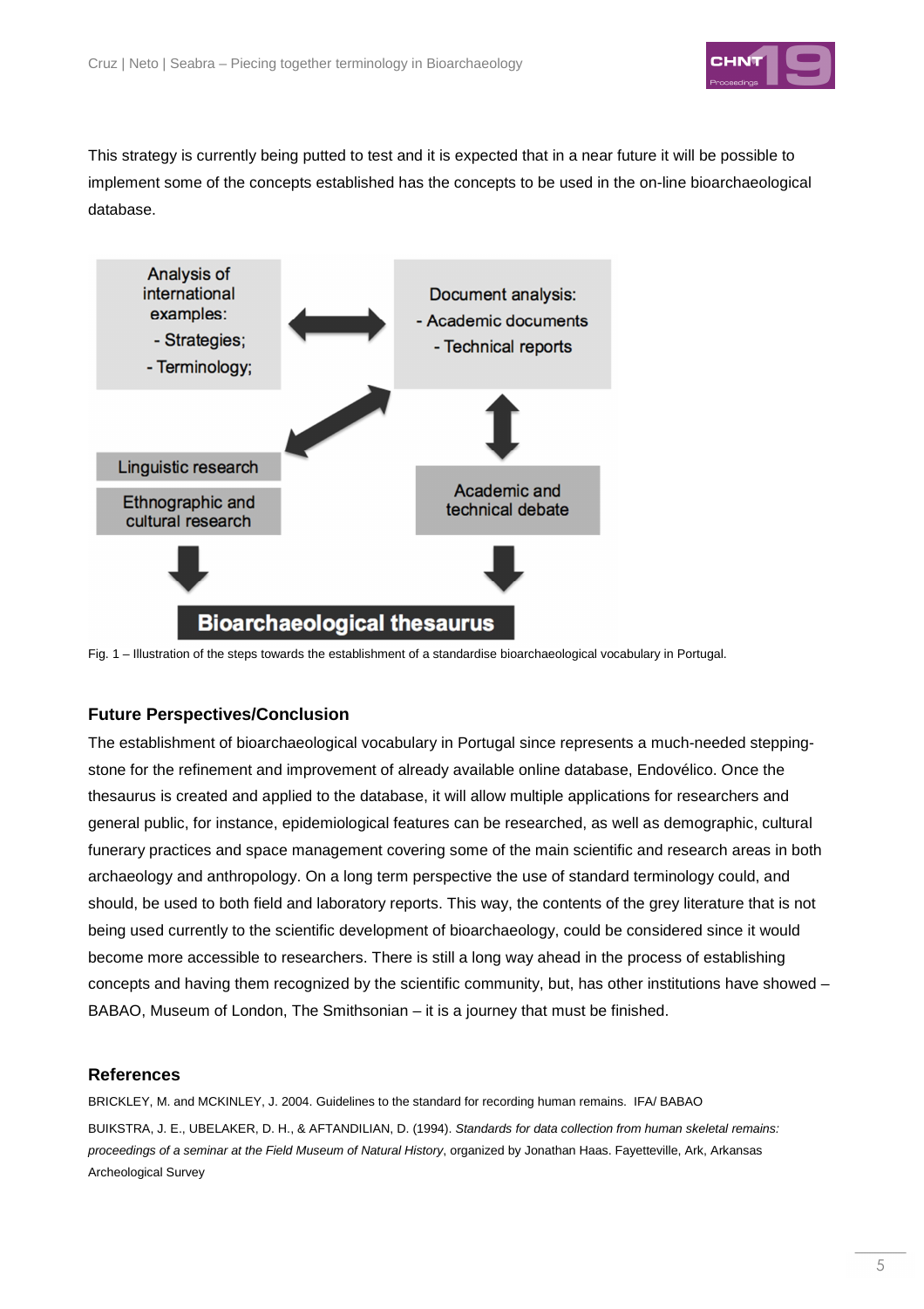This strategy is currently being putted to test and it is expected that in a near future it will be possible to implement some of the concepts established has the concepts to be used in the on-line bioarchaeological database.

Fig. 1 – Illustration of the steps towards the establishment of a standardise bioarchaeological vocabulary in Portugal.

### Future Perspectives/Conclusion

The establishment of bioarchaeological vocabulary in Portugal since represents a much-needed stepping-stone for the refinement and improvement of already available online database, Endovélico. Once the thesaurus is created and applied to the database, it will allow multiple applications for researchers and general public, for instance, epidemiological features can be researched, as well as demographic, cultural funerary practices and space management covering some of the main scientific and research areas in both archaeology and anthropology. On a long term perspective the use of standard terminology could, and should, be used to both field and laboratory reports. This way, the contents of the grey literature that is not being used currently to the scientific development of bioarchaeology, could be considered since it would become more accessible to researchers. There is still a long way ahead in the process of establishing concepts and having them recognized by the scientific community, but, has other institutions have showed – BABAO, Museum of London, The Smithsonian – it is a journey that must be finished.

### References

BRICKLEY, M. and MCKINLEY, J. 2004. Guidelines to the standard for recording human remains. IFA/ BABAO

BUIKSTRA, J. E., UBELAKER, D. H., & AFTANDILIAN, D. (1994). *Standards for data collection from human skeletal remains: proceedings of a seminar at the Field Museum of Natural History*, organized by Jonathan Haas. Fayetteville, Ark, Arkansas Archeological Survey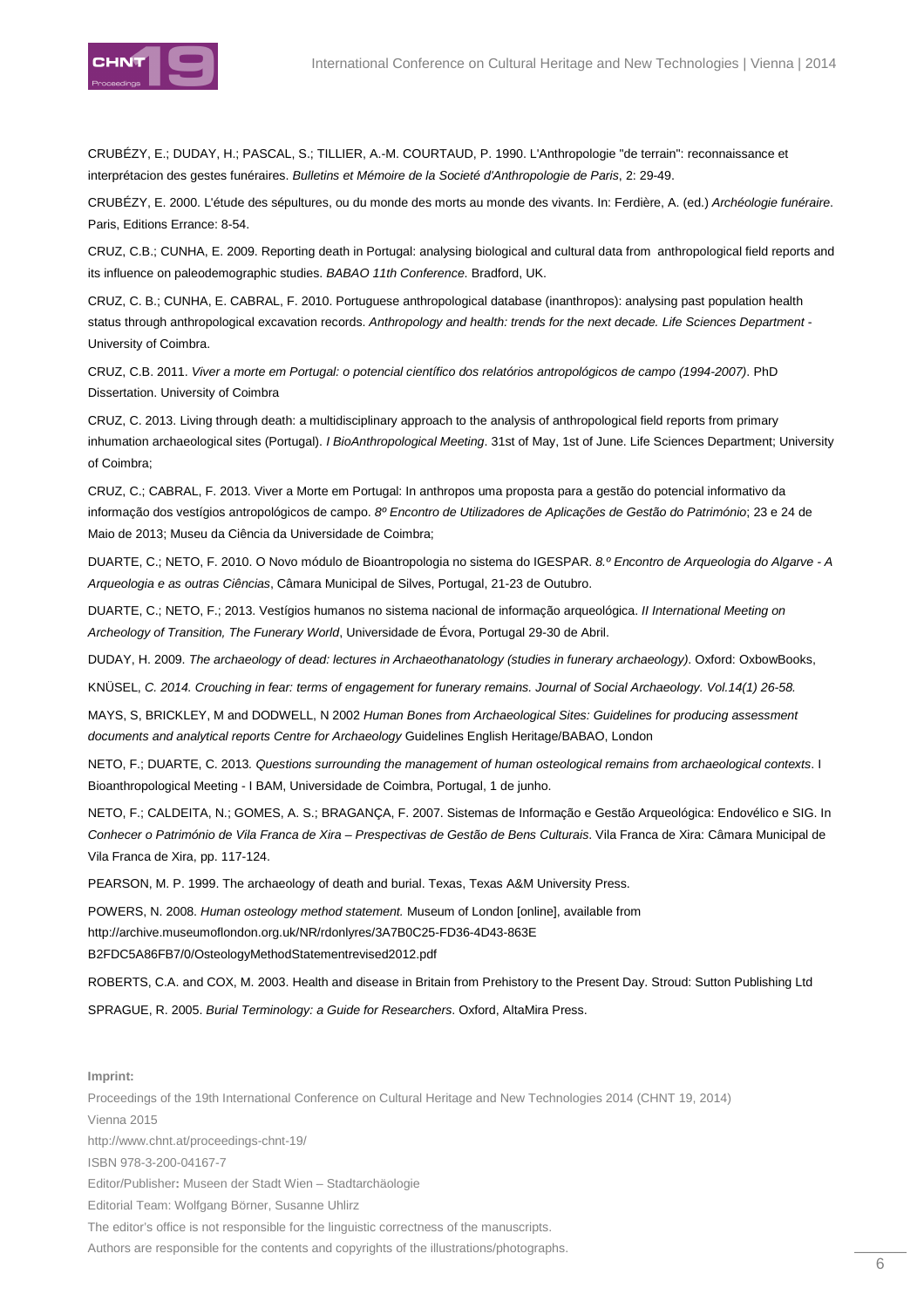CRUBÉZY, E.; DUDAY, H.; PASCAL, S.; TILLIER, A.-M. COURTAUD, P. 1990. L'Anthropologie "de terrain": reconnaissance et interprétacion des gestes funéraires. *Bulletins et Mémoire de la Societé d'Anthropologie de Paris*, 2: 29-49.

CRUBÉZY, E. 2000. L'étude des sépultures, ou du monde des morts au monde des vivants. In: Ferdière, A. (ed.) *Archéologie funéraire*. Paris, Editions Errance: 8-54.

CRUZ, C.B.; CUNHA, E. 2009. Reporting death in Portugal: analysing biological and cultural data from anthropological field reports and its influence on paleodemographic studies. *BABAO 11th Conference.* Bradford, UK.

CRUZ, C. B.; CUNHA, E. CABRAL, F. 2010. Portuguese anthropological database (inanthropos): analysing past population health status through anthropological excavation records. *Anthropology and health: trends for the next decade. Life Sciences Department* - University of Coimbra.

CRUZ, C.B. 2011. *Viver a morte em Portugal: o potencial científico dos relatórios antropológicos de campo (1994-2007).* PhD Dissertation. University of Coimbra

CRUZ, C. 2013. Living through death: a multidisciplinary approach to the analysis of anthropological field reports from primary inhumation archaeological sites (Portugal). *I BioAnthropological Meeting*. 31st of May, 1st of June. Life Sciences Department; University of Coimbra;

CRUZ, C.; CABRAL, F. 2013. Viver a Morte em Portugal: In anthropos uma proposta para a gestão do potencial informativo da informação dos vestígios antropológicos de campo. *8º Encontro de Utilizadores de Aplicações de Gestão do Património*; 23 e 24 de Maio de 2013; Museu da Ciência da Universidade de Coimbra;

DUARTE, C.; NETO, F. 2010. O Novo módulo de Bioantropologia no sistema do IGESPAR. *8.º Encontro de Arqueologia do Algarve - A Arqueologia e as outras Ciências*, Câmara Municipal de Silves, Portugal, 21-23 de Outubro.

DUARTE, C.; NETO, F.; 2013. Vestígios humanos no sistema nacional de informação arqueológica. *II International Meeting on Archeology of Transition, The Funerary World*, Universidade de Évora, Portugal 29-30 de Abril.

DUDAY, H. 2009. *The archaeology of dead: lectures in Archaeothanatology (studies in funerary archaeology)*. Oxford: OxbowBooks,

KNÜSEL, *C. 2014. Crouching in fear: terms of engagement for funerary remains. Journal of Social Archaeology. Vol.14(1) 26-58.*

MAYS, S, BRICKLEY, M and DODWELL, N 2002 *Human Bones from Archaeological Sites: Guidelines for producing assessment documents and analytical reports Centre for Archaeology* Guidelines English Heritage/BABAO, London

NETO, F.; DUARTE, C. 2013*. Questions surrounding the management of human osteological remains from archaeological contexts*. I Bioanthropological Meeting - I BAM, Universidade de Coimbra, Portugal, 1 de junho.

NETO, F.; CALDEITA, N.; GOMES, A. S.; BRAGANÇA, F. 2007. Sistemas de Informação e Gestão Arqueológica: Endovélico e SIG. In *Conhecer o Património de Vila Franca de Xira – Prespectivas de Gestão de Bens Culturais*. Vila Franca de Xira: Câmara Municipal de Vila Franca de Xira, pp. 117-124.

PEARSON, M. P. 1999. The archaeology of death and burial. Texas, Texas A&M University Press.

POWERS, N. 2008. *Human osteology method statement.* Museum of London [online], available from http://archive.museumoflondon.org.uk/NR/rdonlyres/3A7B0C25-FD36-4D43-863E B2FDC5A86FB7/0/OsteologyMethodStatementrevised2012.pdf

ROBERTS, C.A. and COX, M. 2003. Health and disease in Britain from Prehistory to the Present Day. Stroud: Sutton Publishing Ltd

SPRAGUE, R. 2005. *Burial Terminology: a Guide for Researchers*. Oxford, AltaMira Press.

**Imprint:**

Proceedings of the 19th International Conference on Cultural Heritage and New Technologies 2014 (CHNT 19, 2014)

Vienna 2015

http://www.chnt.at/proceedings-chnt-19/

ISBN 978-3-200-04167-7

Editor/Publisher**:** Museen der Stadt Wien – Stadtarchäologie

Editorial Team: Wolfgang Börner, Susanne Uhlirz

The editor's office is not responsible for the linguistic correctness of the manuscripts.

Authors are responsible for the contents and copyrights of the illustrations/photographs.